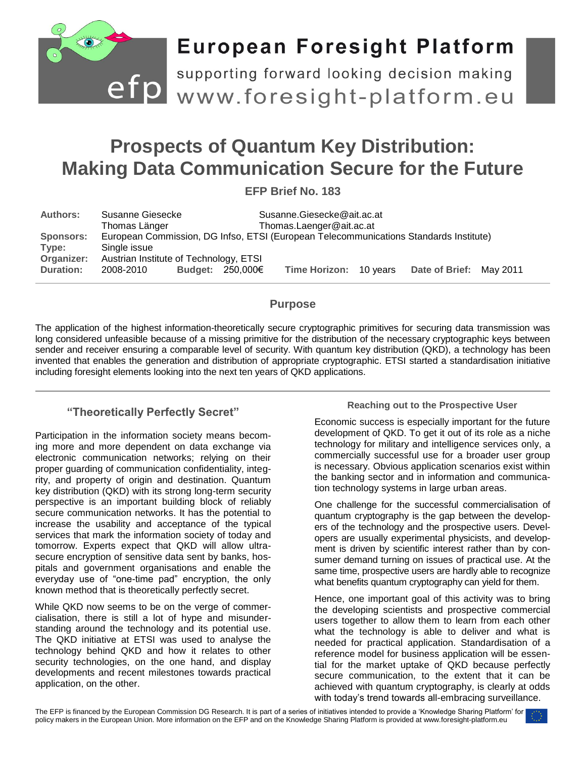# Prospects of Quantum Key Distribution: Making Data Communication Secure for the Future

**EFP Brief No. 183**

| | | | | | | | | | |
|---|---|---|---|---|---|---|---|---|---|
| **Authors:** | Susanne Giesecke | | | Susanne.Giesecke@ait.ac.at | | | | | |
| | Thomas Länger | | | Thomas.Laenger@ait.ac.at | | | | | |
| **Sponsors:** | European Commission, DG Infso, ETSI (European Telecommunications Standards Institute) | | | | | | | | |
| **Type:** | Single issue | | | | | | | | |
| **Organizer:** | Austrian Institute of Technology, ETSI | | | | | | | | |
| **Duration:** | 2008-2010 | **Budget:** | 250,000€ | **Time Horizon:** | 10 years | **Date of Brief:** | May 2011 | | |

## Purpose

The application of the highest information-theoretically secure cryptographic primitives for securing data transmission was long considered unfeasible because of a missing primitive for the distribution of the necessary cryptographic keys between sender and receiver ensuring a comparable level of security. With quantum key distribution (QKD), a technology has been invented that enables the generation and distribution of appropriate cryptographic. ETSI started a standardisation initiative including foresight elements looking into the next ten years of QKD applications.

## "Theoretically Perfectly Secret"

Participation in the information society means becoming more and more dependent on data exchange via electronic communication networks; relying on their proper guarding of communication confidentiality, integrity, and property of origin and destination. Quantum key distribution (QKD) with its strong long-term security perspective is an important building block of reliably secure communication networks. It has the potential to increase the usability and acceptance of the typical services that mark the information society of today and tomorrow. Experts expect that QKD will allow ultra-secure encryption of sensitive data sent by banks, hospitals and government organisations and enable the everyday use of "one-time pad" encryption, the only known method that is theoretically perfectly secret.

While QKD now seems to be on the verge of commercialisation, there is still a lot of hype and misunderstanding around the technology and its potential use. The QKD initiative at ETSI was used to analyse the technology behind QKD and how it relates to other security technologies, on the one hand, and display developments and recent milestones towards practical application, on the other.

### Reaching out to the Prospective User

Economic success is especially important for the future development of QKD. To get it out of its role as a niche technology for military and intelligence services only, a commercially successful use for a broader user group is necessary. Obvious application scenarios exist within the banking sector and in information and communication technology systems in large urban areas.

One challenge for the successful commercialisation of quantum cryptography is the gap between the developers of the technology and the prospective users. Developers are usually experimental physicists, and development is driven by scientific interest rather than by consumer demand turning on issues of practical use. At the same time, prospective users are hardly able to recognize what benefits quantum cryptography can yield for them.

Hence, one important goal of this activity was to bring the developing scientists and prospective commercial users together to allow them to learn from each other what the technology is able to deliver and what is needed for practical application. Standardisation of a reference model for business application will be essential for the market uptake of QKD because perfectly secure communication, to the extent that it can be achieved with quantum cryptography, is clearly at odds with today's trend towards all-embracing surveillance.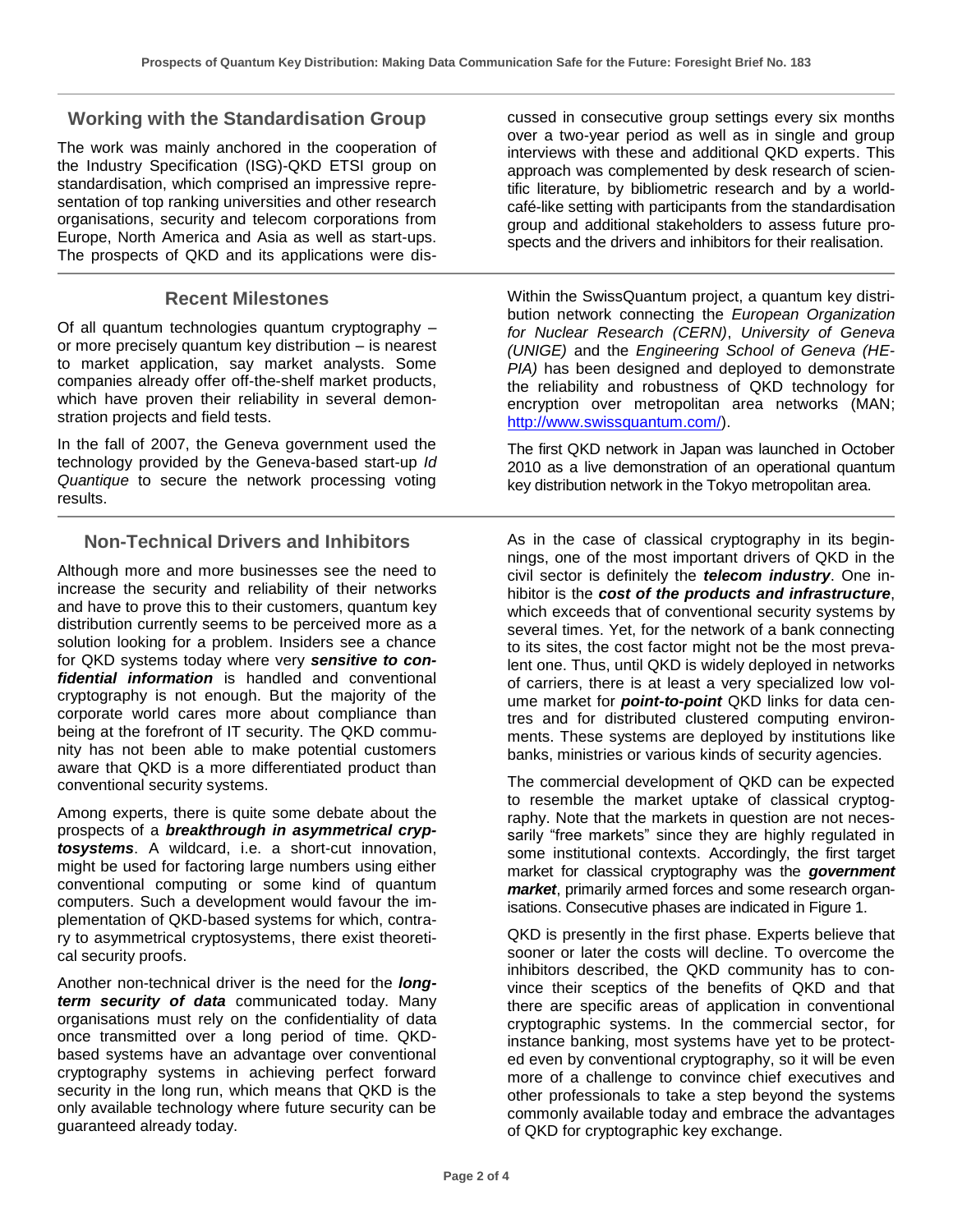## Working with the Standardisation Group

The work was mainly anchored in the cooperation of the Industry Specification (ISG)-QKD ETSI group on standardisation, which comprised an impressive representation of top ranking universities and other research organisations, security and telecom corporations from Europe, North America and Asia as well as start-ups. The prospects of QKD and its applications were discussed in consecutive group settings every six months over a two-year period as well as in single and group interviews with these and additional QKD experts. This approach was complemented by desk research of scientific literature, by bibliometric research and by a world-café-like setting with participants from the standardisation group and additional stakeholders to assess future prospects and the drivers and inhibitors for their realisation.

## Recent Milestones

Of all quantum technologies quantum cryptography – or more precisely quantum key distribution – is nearest to market application, say market analysts. Some companies already offer off-the-shelf market products, which have proven their reliability in several demonstration projects and field tests.

In the fall of 2007, the Geneva government used the technology provided by the Geneva-based start-up *Id Quantique* to secure the network processing voting results.

Within the SwissQuantum project, a quantum key distribution network connecting the *European Organization for Nuclear Research (CERN)*, *University of Geneva (UNIGE)* and the *Engineering School of Geneva (HE-PIA)* has been designed and deployed to demonstrate the reliability and robustness of QKD technology for encryption over metropolitan area networks (MAN; http://www.swissquantum.com/).

The first QKD network in Japan was launched in October 2010 as a live demonstration of an operational quantum key distribution network in the Tokyo metropolitan area.

## Non-Technical Drivers and Inhibitors

Although more and more businesses see the need to increase the security and reliability of their networks and have to prove this to their customers, quantum key distribution currently seems to be perceived more as a solution looking for a problem. Insiders see a chance for QKD systems today where very ***sensitive to confidential information*** is handled and conventional cryptography is not enough. But the majority of the corporate world cares more about compliance than being at the forefront of IT security. The QKD community has not been able to make potential customers aware that QKD is a more differentiated product than conventional security systems.

Among experts, there is quite some debate about the prospects of a ***breakthrough in asymmetrical cryptosystems***. A wildcard, i.e. a short-cut innovation, might be used for factoring large numbers using either conventional computing or some kind of quantum computers. Such a development would favour the implementation of QKD-based systems for which, contrary to asymmetrical cryptosystems, there exist theoretical security proofs.

Another non-technical driver is the need for the ***long-term security of data*** communicated today. Many organisations must rely on the confidentiality of data once transmitted over a long period of time. QKD-based systems have an advantage over conventional cryptography systems in achieving perfect forward security in the long run, which means that QKD is the only available technology where future security can be guaranteed already today.

As in the case of classical cryptography in its beginnings, one of the most important drivers of QKD in the civil sector is definitely the ***telecom industry***. One inhibitor is the ***cost of the products and infrastructure***, which exceeds that of conventional security systems by several times. Yet, for the network of a bank connecting to its sites, the cost factor might not be the most prevalent one. Thus, until QKD is widely deployed in networks of carriers, there is at least a very specialized low volume market for ***point-to-point*** QKD links for data centres and for distributed clustered computing environments. These systems are deployed by institutions like banks, ministries or various kinds of security agencies.

The commercial development of QKD can be expected to resemble the market uptake of classical cryptography. Note that the markets in question are not necessarily "free markets" since they are highly regulated in some institutional contexts. Accordingly, the first target market for classical cryptography was the ***government market***, primarily armed forces and some research organisations. Consecutive phases are indicated in Figure 1.

QKD is presently in the first phase. Experts believe that sooner or later the costs will decline. To overcome the inhibitors described, the QKD community has to convince their sceptics of the benefits of QKD and that there are specific areas of application in conventional cryptographic systems. In the commercial sector, for instance banking, most systems have yet to be protected even by conventional cryptography, so it will be even more of a challenge to convince chief executives and other professionals to take a step beyond the systems commonly available today and embrace the advantages of QKD for cryptographic key exchange.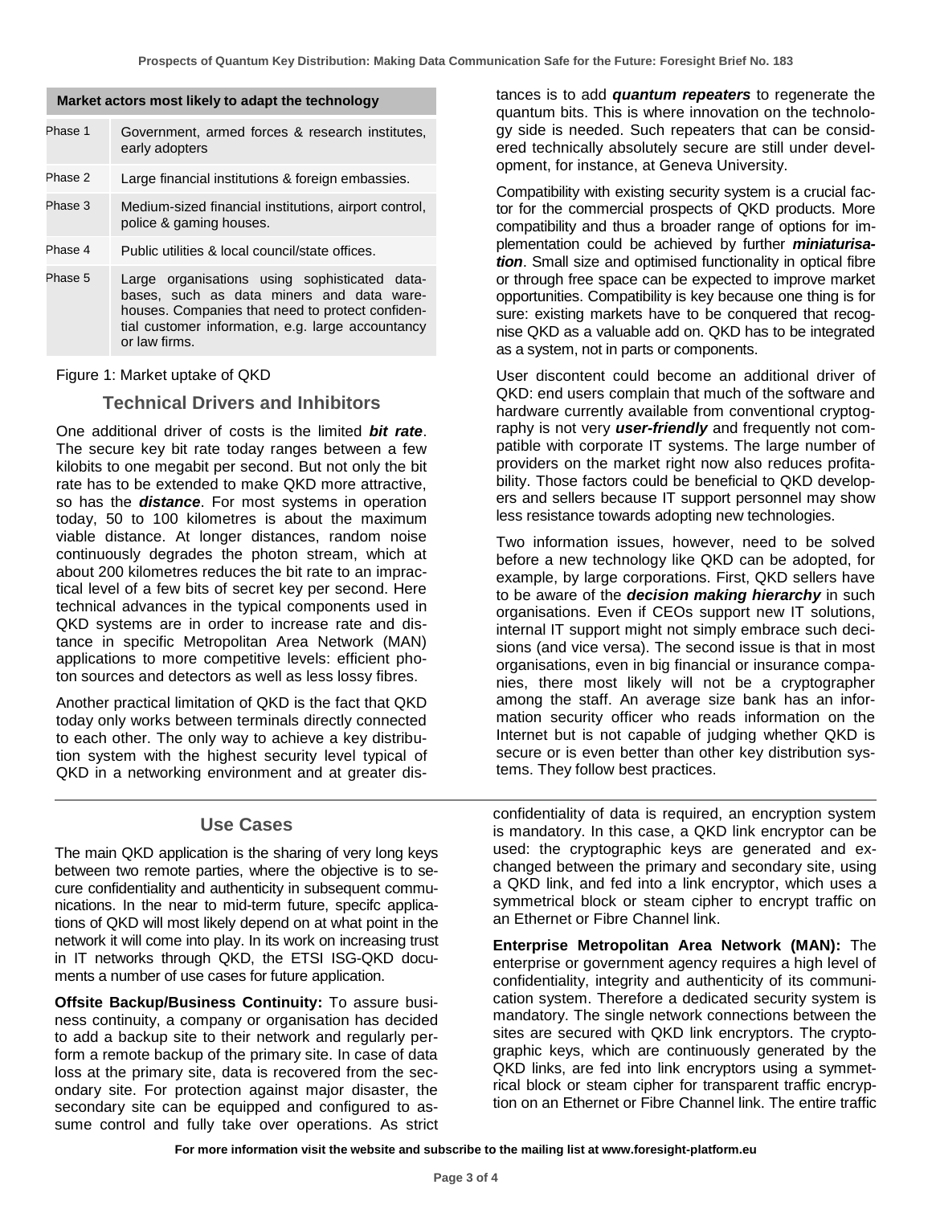| Market actors most likely to adapt the technology | |
|---|---|
| Phase 1 | Government, armed forces & research institutes, early adopters |
| Phase 2 | Large financial institutions & foreign embassies. |
| Phase 3 | Medium-sized financial institutions, airport control, police & gaming houses. |
| Phase 4 | Public utilities & local council/state offices. |
| Phase 5 | Large organisations using sophisticated databases, such as data miners and data warehouses. Companies that need to protect confidential customer information, e.g. large accountancy or law firms. |

Figure 1: Market uptake of QKD

## Technical Drivers and Inhibitors

One additional driver of costs is the limited ***bit rate***. The secure key bit rate today ranges between a few kilobits to one megabit per second. But not only the bit rate has to be extended to make QKD more attractive, so has the ***distance***. For most systems in operation today, 50 to 100 kilometres is about the maximum viable distance. At longer distances, random noise continuously degrades the photon stream, which at about 200 kilometres reduces the bit rate to an impractical level of a few bits of secret key per second. Here technical advances in the typical components used in QKD systems are in order to increase rate and distance in specific Metropolitan Area Network (MAN) applications to more competitive levels: efficient photon sources and detectors as well as less lossy fibres.

Another practical limitation of QKD is the fact that QKD today only works between terminals directly connected to each other. The only way to achieve a key distribution system with the highest security level typical of QKD in a networking environment and at greater distances is to add ***quantum repeaters*** to regenerate the quantum bits. This is where innovation on the technology side is needed. Such repeaters that can be considered technically absolutely secure are still under development, for instance, at Geneva University.

Compatibility with existing security system is a crucial factor for the commercial prospects of QKD products. More compatibility and thus a broader range of options for implementation could be achieved by further ***miniaturisation***. Small size and optimised functionality in optical fibre or through free space can be expected to improve market opportunities. Compatibility is key because one thing is for sure: existing markets have to be conquered that recognise QKD as a valuable add on. QKD has to be integrated as a system, not in parts or components.

User discontent could become an additional driver of QKD: end users complain that much of the software and hardware currently available from conventional cryptography is not very ***user-friendly*** and frequently not compatible with corporate IT systems. The large number of providers on the market right now also reduces profitability. Those factors could be beneficial to QKD developers and sellers because IT support personnel may show less resistance towards adopting new technologies.

Two information issues, however, need to be solved before a new technology like QKD can be adopted, for example, by large corporations. First, QKD sellers have to be aware of the ***decision making hierarchy*** in such organisations. Even if CEOs support new IT solutions, internal IT support might not simply embrace such decisions (and vice versa). The second issue is that in most organisations, even in big financial or insurance companies, there most likely will not be a cryptographer among the staff. An average size bank has an information security officer who reads information on the Internet but is not capable of judging whether QKD is secure or is even better than other key distribution systems. They follow best practices.

## Use Cases

The main QKD application is the sharing of very long keys between two remote parties, where the objective is to secure confidentiality and authenticity in subsequent communications. In the near to mid-term future, specifc applications of QKD will most likely depend on at what point in the network it will come into play. In its work on increasing trust in IT networks through QKD, the ETSI ISG-QKD documents a number of use cases for future application.

**Offsite Backup/Business Continuity:** To assure business continuity, a company or organisation has decided to add a backup site to their network and regularly perform a remote backup of the primary site. In case of data loss at the primary site, data is recovered from the secondary site. For protection against major disaster, the secondary site can be equipped and configured to assume control and fully take over operations. As strict confidentiality of data is required, an encryption system is mandatory. In this case, a QKD link encryptor can be used: the cryptographic keys are generated and exchanged between the primary and secondary site, using a QKD link, and fed into a link encryptor, which uses a symmetrical block or steam cipher to encrypt traffic on an Ethernet or Fibre Channel link.

**Enterprise Metropolitan Area Network (MAN):** The enterprise or government agency requires a high level of confidentiality, integrity and authenticity of its communication system. Therefore a dedicated security system is mandatory. The single network connections between the sites are secured with QKD link encryptors. The cryptographic keys, which are continuously generated by the QKD links, are fed into link encryptors using a symmetrical block or steam cipher for transparent traffic encryption on an Ethernet or Fibre Channel link. The entire traffic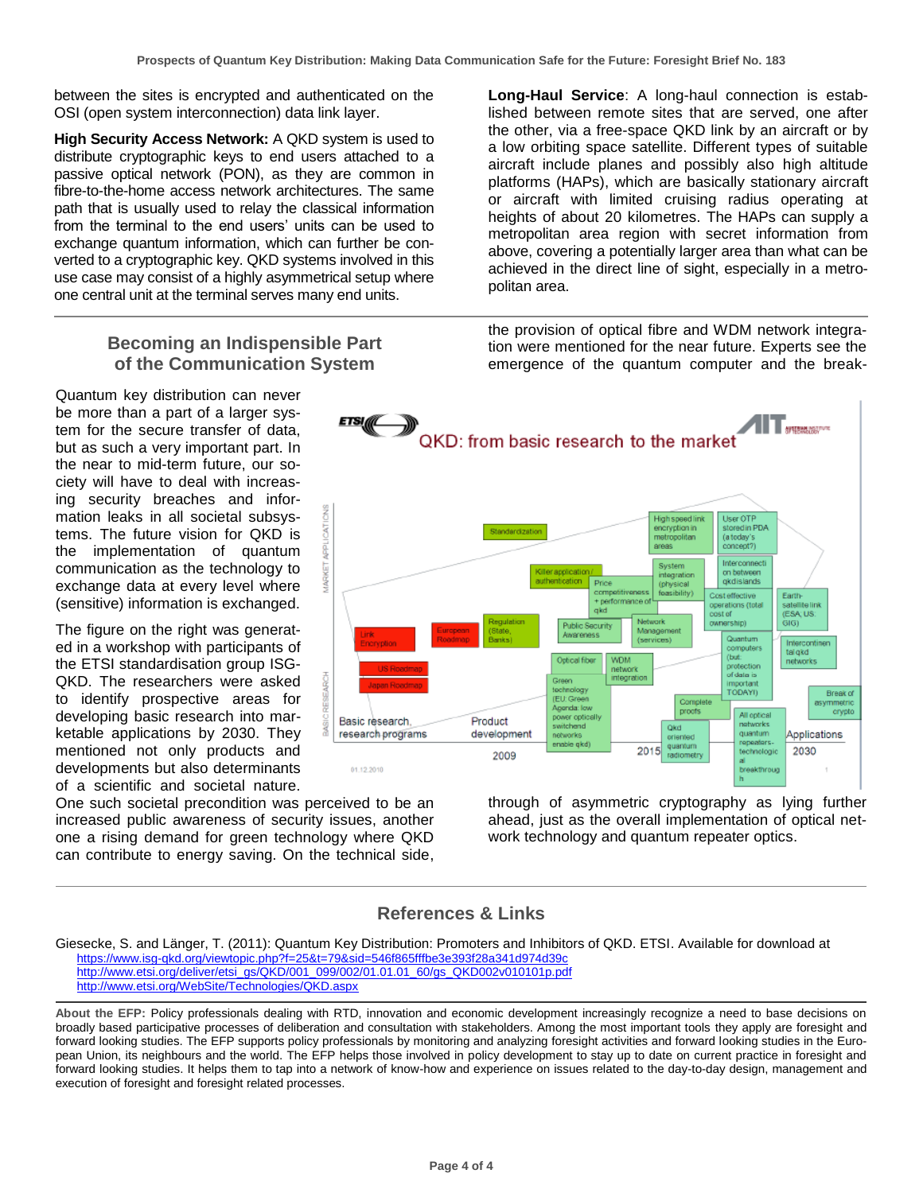between the sites is encrypted and authenticated on the OSI (open system interconnection) data link layer.

**High Security Access Network:** A QKD system is used to distribute cryptographic keys to end users attached to a passive optical network (PON), as they are common in fibre-to-the-home access network architectures. The same path that is usually used to relay the classical information from the terminal to the end users' units can be used to exchange quantum information, which can further be converted to a cryptographic key. QKD systems involved in this use case may consist of a highly asymmetrical setup where one central unit at the terminal serves many end units.

**Long-Haul Service**: A long-haul connection is established between remote sites that are served, one after the other, via a free-space QKD link by an aircraft or by a low orbiting space satellite. Different types of suitable aircraft include planes and possibly also high altitude platforms (HAPs), which are basically stationary aircraft or aircraft with limited cruising radius operating at heights of about 20 kilometres. The HAPs can supply a metropolitan area region with secret information from above, covering a potentially larger area than what can be achieved in the direct line of sight, especially in a metropolitan area.

## Becoming an Indispensible Part of the Communication System

Quantum key distribution can never be more than a part of a larger system for the secure transfer of data, but as such a very important part. In the near to mid-term future, our society will have to deal with increasing security breaches and information leaks in all societal subsystems. The future vision for QKD is the implementation of quantum communication as the technology to exchange data at every level where (sensitive) information is exchanged.

The figure on the right was generated in a workshop with participants of the ETSI standardisation group ISG-QKD. The researchers were asked to identify prospective areas for developing basic research into marketable applications by 2030. They mentioned not only products and developments but also determinants of a scientific and societal nature. One such societal precondition was perceived to be an increased public awareness of security issues, another one a rising demand for green technology where QKD can contribute to energy saving. On the technical side, the provision of optical fibre and WDM network integration were mentioned for the near future. Experts see the emergence of the quantum computer and the breakthrough of asymmetric cryptography as lying further ahead, just as the overall implementation of optical network technology and quantum repeater optics.

QKD: from basic research to the market

ETSI

AIT AUSTRIAN INSTITUTE OF TECHNOLOGY

MARKET APPLICATIONS

BASIC RESEARCH

Standardization

High speed link encryption in metropolitan areas

User OTP stored in PDA (a today's concept?)

Killer application / authentication

Price competitiveness + performance of qkd

System integration (physical feasibility)

Interconnection between qkd islands

Cost effective operations (total cost of ownership)

Earth-satellite link (ESA, US, GIG)

Link Encryption

European Roadmap

Regulation (State, Banks)

Public Security Awareness

Network Management (services)

Quantum computers (but: protection of data is important TODAY!)

Intercontinental qkd networks

US Roadmap

Japan Roadmap

Optical fiber

WDM network integration

Green technology (EU: Green Agenda: low power optically switched networks enable qkd)

Complete proofs

Break of asymmetric crypto

Qkd oriented quantum radiometry

All optical networks quantum repeaters-technological breakthrough

Basic research, research programs

Product development

Applications

2009

2015

2030

01.12.2010

## References & Links

Giesecke, S. and Länger, T. (2011): Quantum Key Distribution: Promoters and Inhibitors of QKD. ETSI. Available for download at
https://www.isg-qkd.org/viewtopic.php?f=25&t=79&sid=546f865fffbe3e393f28a341d974d39c
http://www.etsi.org/deliver/etsi_gs/QKD/001_099/002/01.01.01_60/gs_QKD002v010101p.pdf
http://www.etsi.org/WebSite/Technologies/QKD.aspx

**About the EFP:** Policy professionals dealing with RTD, innovation and economic development increasingly recognize a need to base decisions on broadly based participative processes of deliberation and consultation with stakeholders. Among the most important tools they apply are foresight and forward looking studies. The EFP supports policy professionals by monitoring and analyzing foresight activities and forward looking studies in the European Union, its neighbours and the world. The EFP helps those involved in policy development to stay up to date on current practice in foresight and forward looking studies. It helps them to tap into a network of know-how and experience on issues related to the day-to-day design, management and execution of foresight and foresight related processes.